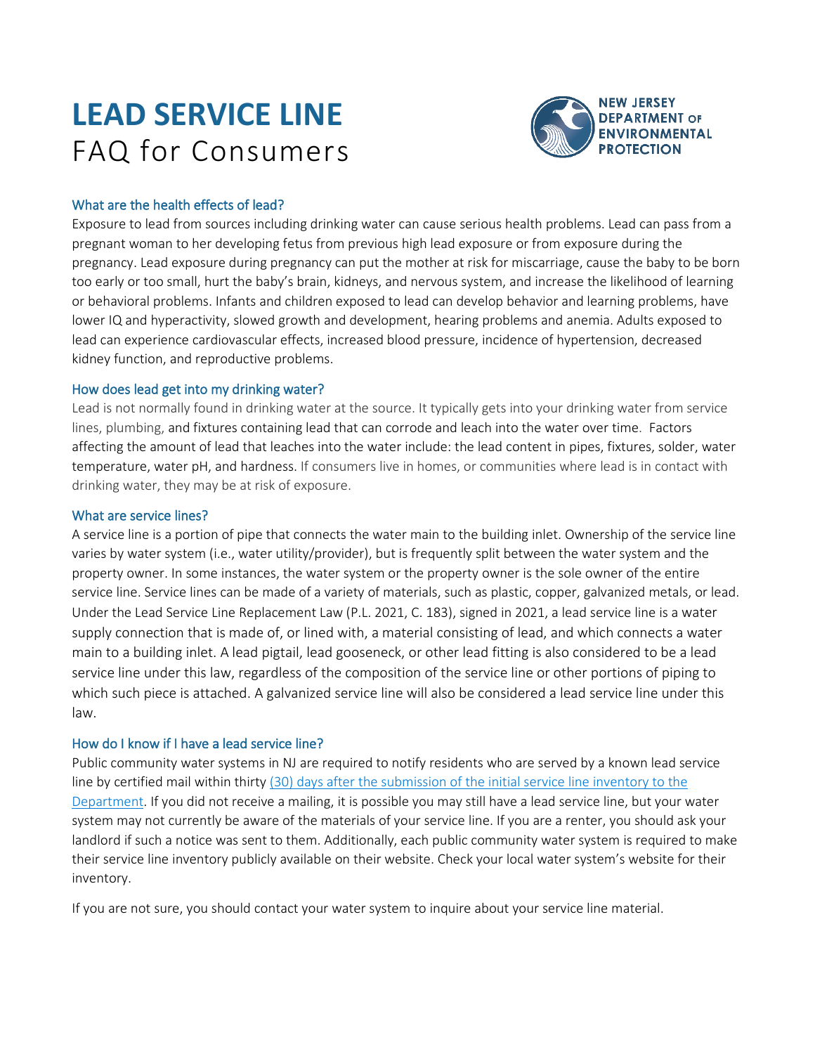# LEAD SERVICE LINE
FAQ for Consumers

NEW JERSEY DEPARTMENT OF ENVIRONMENTAL PROTECTION

### What are the health effects of lead?

Exposure to lead from sources including drinking water can cause serious health problems. Lead can pass from a pregnant woman to her developing fetus from previous high lead exposure or from exposure during the pregnancy. Lead exposure during pregnancy can put the mother at risk for miscarriage, cause the baby to be born too early or too small, hurt the baby's brain, kidneys, and nervous system, and increase the likelihood of learning or behavioral problems. Infants and children exposed to lead can develop behavior and learning problems, have lower IQ and hyperactivity, slowed growth and development, hearing problems and anemia. Adults exposed to lead can experience cardiovascular effects, increased blood pressure, incidence of hypertension, decreased kidney function, and reproductive problems.

### How does lead get into my drinking water?

Lead is not normally found in drinking water at the source. It typically gets into your drinking water from service lines, plumbing, and fixtures containing lead that can corrode and leach into the water over time. Factors affecting the amount of lead that leaches into the water include: the lead content in pipes, fixtures, solder, water temperature, water pH, and hardness. If consumers live in homes, or communities where lead is in contact with drinking water, they may be at risk of exposure.

### What are service lines?

A service line is a portion of pipe that connects the water main to the building inlet. Ownership of the service line varies by water system (i.e., water utility/provider), but is frequently split between the water system and the property owner. In some instances, the water system or the property owner is the sole owner of the entire service line. Service lines can be made of a variety of materials, such as plastic, copper, galvanized metals, or lead. Under the Lead Service Line Replacement Law (P.L. 2021, C. 183), signed in 2021, a lead service line is a water supply connection that is made of, or lined with, a material consisting of lead, and which connects a water main to a building inlet. A lead pigtail, lead gooseneck, or other lead fitting is also considered to be a lead service line under this law, regardless of the composition of the service line or other portions of piping to which such piece is attached. A galvanized service line will also be considered a lead service line under this law.

### How do I know if I have a lead service line?

Public community water systems in NJ are required to notify residents who are served by a known lead service line by certified mail within thirty (30) days after the submission of the initial service line inventory to the Department. If you did not receive a mailing, it is possible you may still have a lead service line, but your water system may not currently be aware of the materials of your service line. If you are a renter, you should ask your landlord if such a notice was sent to them. Additionally, each public community water system is required to make their service line inventory publicly available on their website. Check your local water system's website for their inventory.

If you are not sure, you should contact your water system to inquire about your service line material.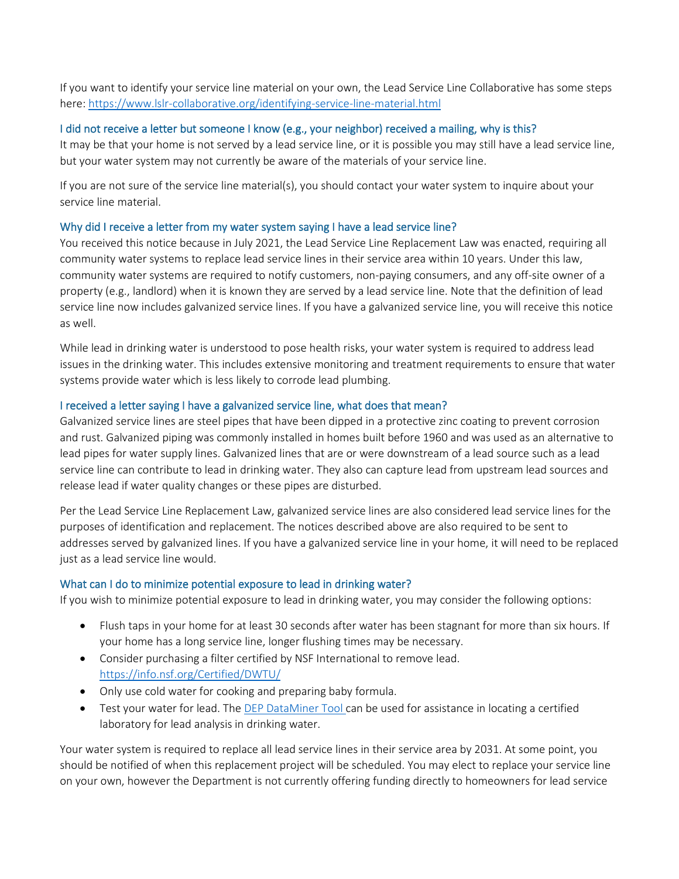If you want to identify your service line material on your own, the Lead Service Line Collaborative has some steps here: https://www.lslr-collaborative.org/identifying-service-line-material.html

### I did not receive a letter but someone I know (e.g., your neighbor) received a mailing, why is this?

It may be that your home is not served by a lead service line, or it is possible you may still have a lead service line, but your water system may not currently be aware of the materials of your service line.

If you are not sure of the service line material(s), you should contact your water system to inquire about your service line material.

### Why did I receive a letter from my water system saying I have a lead service line?

You received this notice because in July 2021, the Lead Service Line Replacement Law was enacted, requiring all community water systems to replace lead service lines in their service area within 10 years. Under this law, community water systems are required to notify customers, non-paying consumers, and any off-site owner of a property (e.g., landlord) when it is known they are served by a lead service line. Note that the definition of lead service line now includes galvanized service lines. If you have a galvanized service line, you will receive this notice as well.

While lead in drinking water is understood to pose health risks, your water system is required to address lead issues in the drinking water. This includes extensive monitoring and treatment requirements to ensure that water systems provide water which is less likely to corrode lead plumbing.

### I received a letter saying I have a galvanized service line, what does that mean?

Galvanized service lines are steel pipes that have been dipped in a protective zinc coating to prevent corrosion and rust. Galvanized piping was commonly installed in homes built before 1960 and was used as an alternative to lead pipes for water supply lines. Galvanized lines that are or were downstream of a lead source such as a lead service line can contribute to lead in drinking water. They also can capture lead from upstream lead sources and release lead if water quality changes or these pipes are disturbed.

Per the Lead Service Line Replacement Law, galvanized service lines are also considered lead service lines for the purposes of identification and replacement. The notices described above are also required to be sent to addresses served by galvanized lines. If you have a galvanized service line in your home, it will need to be replaced just as a lead service line would.

### What can I do to minimize potential exposure to lead in drinking water?

If you wish to minimize potential exposure to lead in drinking water, you may consider the following options:

- Flush taps in your home for at least 30 seconds after water has been stagnant for more than six hours. If your home has a long service line, longer flushing times may be necessary.
- Consider purchasing a filter certified by NSF International to remove lead. https://info.nsf.org/Certified/DWTU/
- Only use cold water for cooking and preparing baby formula.
- Test your water for lead. The DEP DataMiner Tool can be used for assistance in locating a certified laboratory for lead analysis in drinking water.

Your water system is required to replace all lead service lines in their service area by 2031. At some point, you should be notified of when this replacement project will be scheduled. You may elect to replace your service line on your own, however the Department is not currently offering funding directly to homeowners for lead service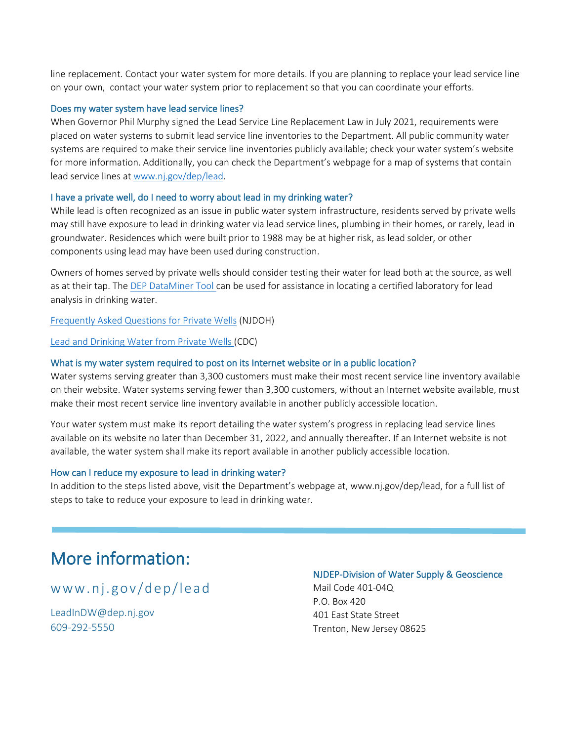line replacement. Contact your water system for more details. If you are planning to replace your lead service line on your own, contact your water system prior to replacement so that you can coordinate your efforts.

### Does my water system have lead service lines?

When Governor Phil Murphy signed the Lead Service Line Replacement Law in July 2021, requirements were placed on water systems to submit lead service line inventories to the Department. All public community water systems are required to make their service line inventories publicly available; check your water system's website for more information. Additionally, you can check the Department's webpage for a map of systems that contain lead service lines at [www.nj.gov/dep/lead](www.nj.gov/dep/lead).

### I have a private well, do I need to worry about lead in my drinking water?

While lead is often recognized as an issue in public water system infrastructure, residents served by private wells may still have exposure to lead in drinking water via lead service lines, plumbing in their homes, or rarely, lead in groundwater. Residences which were built prior to 1988 may be at higher risk, as lead solder, or other components using lead may have been used during construction.

Owners of homes served by private wells should consider testing their water for lead both at the source, as well as at their tap. The DEP DataMiner Tool can be used for assistance in locating a certified laboratory for lead analysis in drinking water.

Frequently Asked Questions for Private Wells (NJDOH)

Lead and Drinking Water from Private Wells (CDC)

### What is my water system required to post on its Internet website or in a public location?

Water systems serving greater than 3,300 customers must make their most recent service line inventory available on their website. Water systems serving fewer than 3,300 customers, without an Internet website available, must make their most recent service line inventory available in another publicly accessible location.

Your water system must make its report detailing the water system's progress in replacing lead service lines available on its website no later than December 31, 2022, and annually thereafter. If an Internet website is not available, the water system shall make its report available in another publicly accessible location.

### How can I reduce my exposure to lead in drinking water?

In addition to the steps listed above, visit the Department's webpage at, www.nj.gov/dep/lead, for a full list of steps to take to reduce your exposure to lead in drinking water.

## More information:

www.nj.gov/dep/lead

LeadInDW@dep.nj.gov
609-292-5550

**NJDEP-Division of Water Supply & Geoscience**
Mail Code 401-04Q
P.O. Box 420
401 East State Street
Trenton, New Jersey 08625